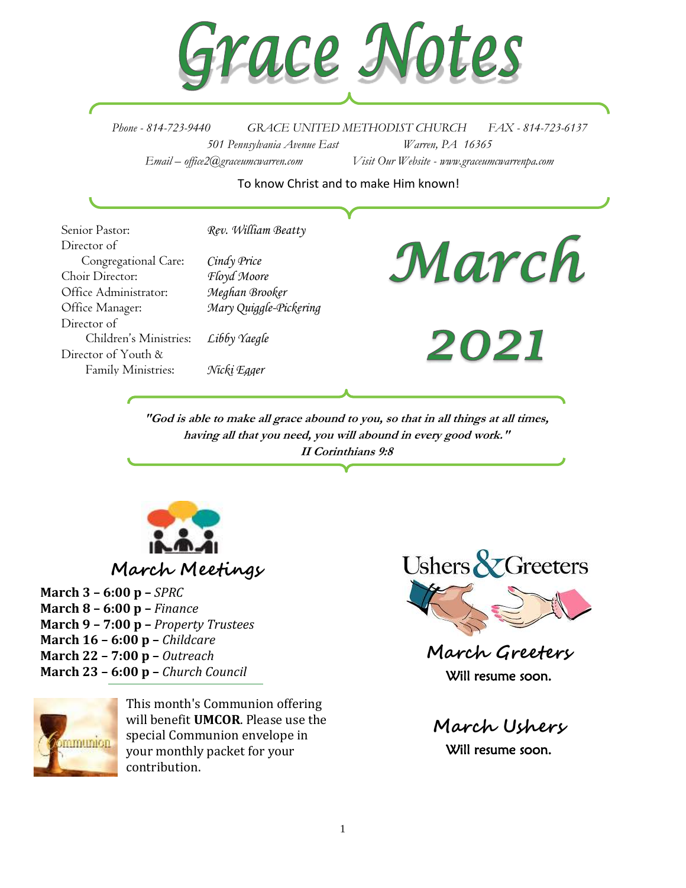# Grace Notes

*Phone - 814-723-9440* *GRACE UNITED METHODIST CHURCH* *FAX - 814-723-6137*

*501 Pennsylvania Avenue East* *Warren, PA 16365*

*Email – office2@graceumcwarren.com* *Visit Our Website - www.graceumcwarrenpa.com*

To know Christ and to make Him known!

| | |
|---|---|
| Senior Pastor: | *Rev. William Beatty* |
| Director of Congregational Care: | *Cindy Price* |
| Choir Director: | *Floyd Moore* |
| Office Administrator: | *Meghan Brooker* |
| Office Manager: | *Mary Quiggle-Pickering* |
| Director of Children's Ministries: | *Libby Yaegle* |
| Director of Youth & Family Ministries: | *Nicki Egger* |

# March 2021

***"God is able to make all grace abound to you, so that in all things at all times, having all that you need, you will abound in every good work."***

***II Corinthians 9:8***

## March Meetings

**March 3 – 6:00 p –** *SPRC*
**March 8 – 6:00 p –** *Finance*
**March 9 – 7:00 p –** *Property Trustees*
**March 16 – 6:00 p –** *Childcare*
**March 22 – 7:00 p –** *Outreach*
**March 23 – 6:00 p –** *Church Council*

This month's Communion offering will benefit **UMCOR**. Please use the special Communion envelope in your monthly packet for your contribution.

## Ushers & Greeters

### March Greeters

Will resume soon.

### March Ushers

Will resume soon.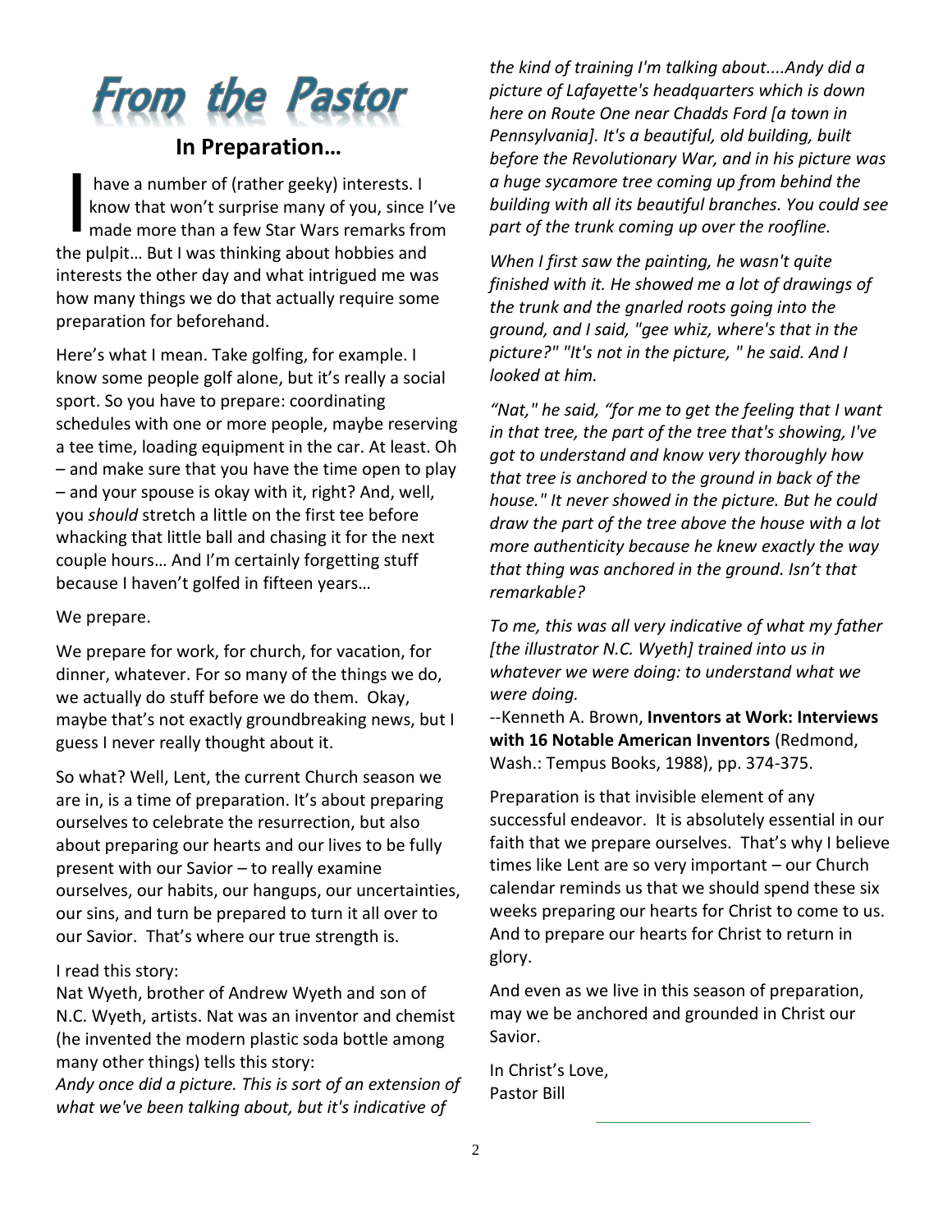# From the Pastor

## In Preparation…

I have a number of (rather geeky) interests. I know that won't surprise many of you, since I've made more than a few Star Wars remarks from the pulpit… But I was thinking about hobbies and interests the other day and what intrigued me was how many things we do that actually require some preparation for beforehand.

Here's what I mean. Take golfing, for example. I know some people golf alone, but it's really a social sport. So you have to prepare: coordinating schedules with one or more people, maybe reserving a tee time, loading equipment in the car. At least. Oh – and make sure that you have the time open to play – and your spouse is okay with it, right? And, well, you *should* stretch a little on the first tee before whacking that little ball and chasing it for the next couple hours… And I'm certainly forgetting stuff because I haven't golfed in fifteen years…

We prepare.

We prepare for work, for church, for vacation, for dinner, whatever. For so many of the things we do, we actually do stuff before we do them. Okay, maybe that's not exactly groundbreaking news, but I guess I never really thought about it.

So what? Well, Lent, the current Church season we are in, is a time of preparation. It's about preparing ourselves to celebrate the resurrection, but also about preparing our hearts and our lives to be fully present with our Savior – to really examine ourselves, our habits, our hangups, our uncertainties, our sins, and turn be prepared to turn it all over to our Savior. That's where our true strength is.

I read this story:
Nat Wyeth, brother of Andrew Wyeth and son of N.C. Wyeth, artists. Nat was an inventor and chemist (he invented the modern plastic soda bottle among many other things) tells this story:
*Andy once did a picture. This is sort of an extension of what we've been talking about, but it's indicative of the kind of training I'm talking about....Andy did a picture of Lafayette's headquarters which is down here on Route One near Chadds Ford [a town in Pennsylvania]. It's a beautiful, old building, built before the Revolutionary War, and in his picture was a huge sycamore tree coming up from behind the building with all its beautiful branches. You could see part of the trunk coming up over the roofline.*

*When I first saw the painting, he wasn't quite finished with it. He showed me a lot of drawings of the trunk and the gnarled roots going into the ground, and I said, "gee whiz, where's that in the picture?" "It's not in the picture, " he said. And I looked at him.*

*"Nat," he said, "for me to get the feeling that I want in that tree, the part of the tree that's showing, I've got to understand and know very thoroughly how that tree is anchored to the ground in back of the house." It never showed in the picture. But he could draw the part of the tree above the house with a lot more authenticity because he knew exactly the way that thing was anchored in the ground. Isn't that remarkable?*

*To me, this was all very indicative of what my father [the illustrator N.C. Wyeth] trained into us in whatever we were doing: to understand what we were doing.*
--Kenneth A. Brown, **Inventors at Work: Interviews with 16 Notable American Inventors** (Redmond, Wash.: Tempus Books, 1988), pp. 374-375.

Preparation is that invisible element of any successful endeavor. It is absolutely essential in our faith that we prepare ourselves. That's why I believe times like Lent are so very important – our Church calendar reminds us that we should spend these six weeks preparing our hearts for Christ to come to us. And to prepare our hearts for Christ to return in glory.

And even as we live in this season of preparation, may we be anchored and grounded in Christ our Savior.

In Christ's Love,
Pastor Bill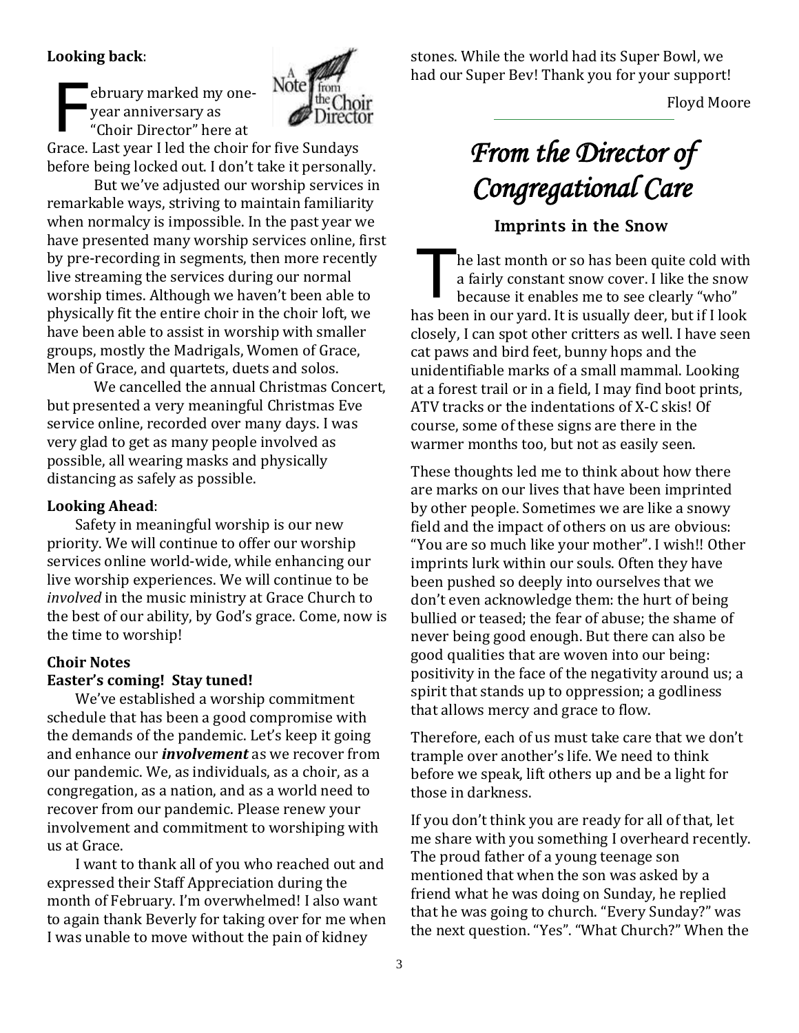**Looking back**:

February marked my one-year anniversary as "Choir Director" here at Grace. Last year I led the choir for five Sundays before being locked out. I don't take it personally.

But we've adjusted our worship services in remarkable ways, striving to maintain familiarity when normalcy is impossible. In the past year we have presented many worship services online, first by pre-recording in segments, then more recently live streaming the services during our normal worship times. Although we haven't been able to physically fit the entire choir in the choir loft, we have been able to assist in worship with smaller groups, mostly the Madrigals, Women of Grace, Men of Grace, and quartets, duets and solos.

We cancelled the annual Christmas Concert, but presented a very meaningful Christmas Eve service online, recorded over many days. I was very glad to get as many people involved as possible, all wearing masks and physically distancing as safely as possible.

**Looking Ahead**:

Safety in meaningful worship is our new priority. We will continue to offer our worship services online world-wide, while enhancing our live worship experiences. We will continue to be *involved* in the music ministry at Grace Church to the best of our ability, by God's grace. Come, now is the time to worship!

**Choir Notes**

**Easter's coming! Stay tuned!**

We've established a worship commitment schedule that has been a good compromise with the demands of the pandemic. Let's keep it going and enhance our ***involvement*** as we recover from our pandemic. We, as individuals, as a choir, as a congregation, as a nation, and as a world need to recover from our pandemic. Please renew your involvement and commitment to worshiping with us at Grace.

I want to thank all of you who reached out and expressed their Staff Appreciation during the month of February. I'm overwhelmed! I also want to again thank Beverly for taking over for me when I was unable to move without the pain of kidney stones. While the world had its Super Bowl, we had our Super Bev! Thank you for your support!

Floyd Moore

# *From the Director of Congregational Care*

## Imprints in the Snow

The last month or so has been quite cold with a fairly constant snow cover. I like the snow because it enables me to see clearly "who" has been in our yard. It is usually deer, but if I look closely, I can spot other critters as well. I have seen cat paws and bird feet, bunny hops and the unidentifiable marks of a small mammal. Looking at a forest trail or in a field, I may find boot prints, ATV tracks or the indentations of X-C skis! Of course, some of these signs are there in the warmer months too, but not as easily seen.

These thoughts led me to think about how there are marks on our lives that have been imprinted by other people. Sometimes we are like a snowy field and the impact of others on us are obvious: "You are so much like your mother". I wish!! Other imprints lurk within our souls. Often they have been pushed so deeply into ourselves that we don't even acknowledge them: the hurt of being bullied or teased; the fear of abuse; the shame of never being good enough. But there can also be good qualities that are woven into our being: positivity in the face of the negativity around us; a spirit that stands up to oppression; a godliness that allows mercy and grace to flow.

Therefore, each of us must take care that we don't trample over another's life. We need to think before we speak, lift others up and be a light for those in darkness.

If you don't think you are ready for all of that, let me share with you something I overheard recently. The proud father of a young teenage son mentioned that when the son was asked by a friend what he was doing on Sunday, he replied that he was going to church. "Every Sunday?" was the next question. "Yes". "What Church?" When the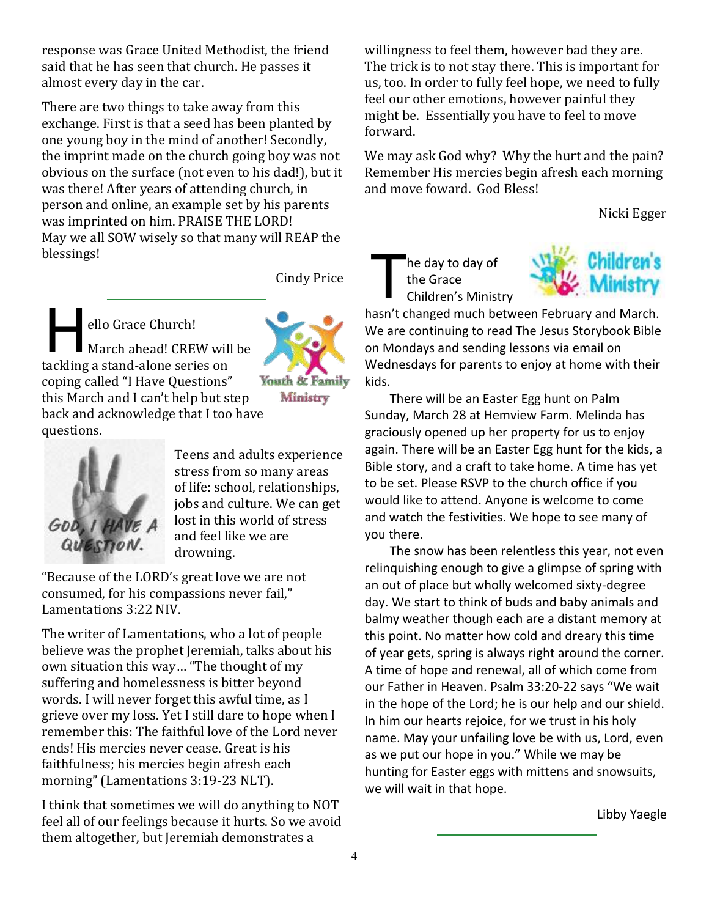response was Grace United Methodist, the friend said that he has seen that church. He passes it almost every day in the car.

There are two things to take away from this exchange. First is that a seed has been planted by one young boy in the mind of another! Secondly, the imprint made on the church going boy was not obvious on the surface (not even to his dad!), but it was there! After years of attending church, in person and online, an example set by his parents was imprinted on him. PRAISE THE LORD! May we all SOW wisely so that many will REAP the blessings!

Cindy Price

---

Hello Grace Church!

March ahead! CREW will be tackling a stand-alone series on coping called "I Have Questions" this March and I can't help but step back and acknowledge that I too have questions.

Teens and adults experience stress from so many areas of life: school, relationships, jobs and culture. We can get lost in this world of stress and feel like we are drowning.

"Because of the LORD's great love we are not consumed, for his compassions never fail," Lamentations 3:22 NIV.

The writer of Lamentations, who a lot of people believe was the prophet Jeremiah, talks about his own situation this way… "The thought of my suffering and homelessness is bitter beyond words. I will never forget this awful time, as I grieve over my loss. Yet I still dare to hope when I remember this: The faithful love of the Lord never ends! His mercies never cease. Great is his faithfulness; his mercies begin afresh each morning" (Lamentations 3:19-23 NLT).

I think that sometimes we will do anything to NOT feel all of our feelings because it hurts. So we avoid them altogether, but Jeremiah demonstrates a willingness to feel them, however bad they are. The trick is to not stay there. This is important for us, too. In order to fully feel hope, we need to fully feel our other emotions, however painful they might be. Essentially you have to feel to move forward.

We may ask God why? Why the hurt and the pain? Remember His mercies begin afresh each morning and move foward. God Bless!

Nicki Egger

---

The day to day of the Grace Children's Ministry hasn't changed much between February and March. We are continuing to read The Jesus Storybook Bible on Mondays and sending lessons via email on Wednesdays for parents to enjoy at home with their kids.

There will be an Easter Egg hunt on Palm Sunday, March 28 at Hemview Farm. Melinda has graciously opened up her property for us to enjoy again. There will be an Easter Egg hunt for the kids, a Bible story, and a craft to take home. A time has yet to be set. Please RSVP to the church office if you would like to attend. Anyone is welcome to come and watch the festivities. We hope to see many of you there.

The snow has been relentless this year, not even relinquishing enough to give a glimpse of spring with an out of place but wholly welcomed sixty-degree day. We start to think of buds and baby animals and balmy weather though each are a distant memory at this point. No matter how cold and dreary this time of year gets, spring is always right around the corner. A time of hope and renewal, all of which come from our Father in Heaven. Psalm 33:20-22 says "We wait in the hope of the Lord; he is our help and our shield. In him our hearts rejoice, for we trust in his holy name. May your unfailing love be with us, Lord, even as we put our hope in you." While we may be hunting for Easter eggs with mittens and snowsuits, we will wait in that hope.

Libby Yaegle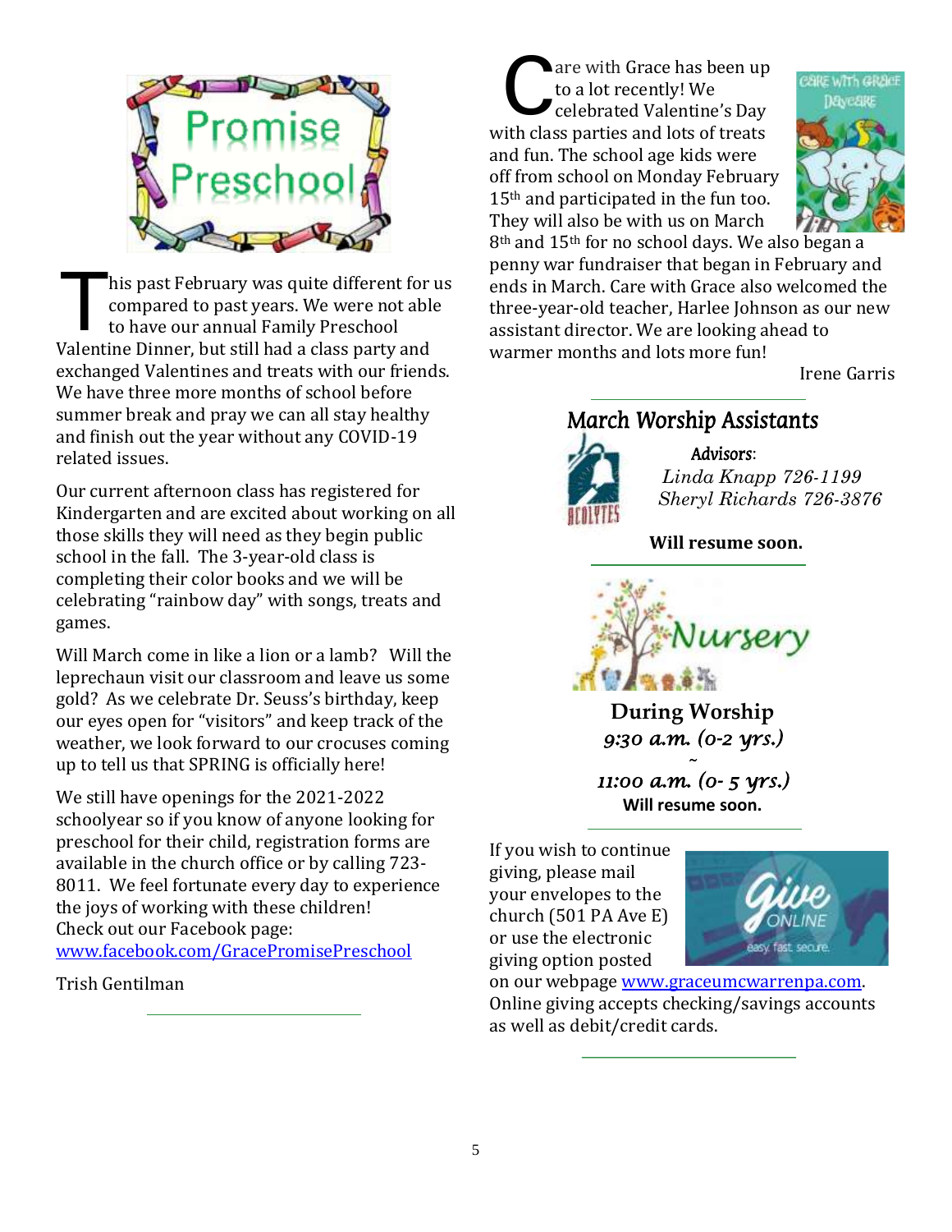# Promise Preschool

This past February was quite different for us compared to past years. We were not able to have our annual Family Preschool Valentine Dinner, but still had a class party and exchanged Valentines and treats with our friends. We have three more months of school before summer break and pray we can all stay healthy and finish out the year without any COVID-19 related issues.

Our current afternoon class has registered for Kindergarten and are excited about working on all those skills they will need as they begin public school in the fall. The 3-year-old class is completing their color books and we will be celebrating "rainbow day" with songs, treats and games.

Will March come in like a lion or a lamb? Will the leprechaun visit our classroom and leave us some gold? As we celebrate Dr. Seuss's birthday, keep our eyes open for "visitors" and keep track of the weather, we look forward to our crocuses coming up to tell us that SPRING is officially here!

We still have openings for the 2021-2022 schoolyear so if you know of anyone looking for preschool for their child, registration forms are available in the church office or by calling 723-8011. We feel fortunate every day to experience the joys of working with these children! Check out our Facebook page: [www.facebook.com/GracePromisePreschool](http://www.facebook.com/GracePromisePreschool)

Trish Gentilman

---

## Care with Grace Daycare

Care with Grace has been up to a lot recently! We celebrated Valentine's Day with class parties and lots of treats and fun. The school age kids were off from school on Monday February 15th and participated in the fun too. They will also be with us on March 8th and 15th for no school days. We also began a penny war fundraiser that began in February and ends in March. Care with Grace also welcomed the three-year-old teacher, Harlee Johnson as our new assistant director. We are looking ahead to warmer months and lots more fun!

Irene Garris

---

## March Worship Assistants

**Advisors:**
*Linda Knapp 726-1199*
*Sheryl Richards 726-3876*

**Will resume soon.**

---

## Nursery

**During Worship**
*9:30 a.m. (0-2 yrs.)*
~
*11:00 a.m. (0- 5 yrs.)*
**Will resume soon.**

---

If you wish to continue giving, please mail your envelopes to the church (501 PA Ave E) or use the electronic giving option posted on our webpage [www.graceumcwarrenpa.com](http://www.graceumcwarrenpa.com). Online giving accepts checking/savings accounts as well as debit/credit cards.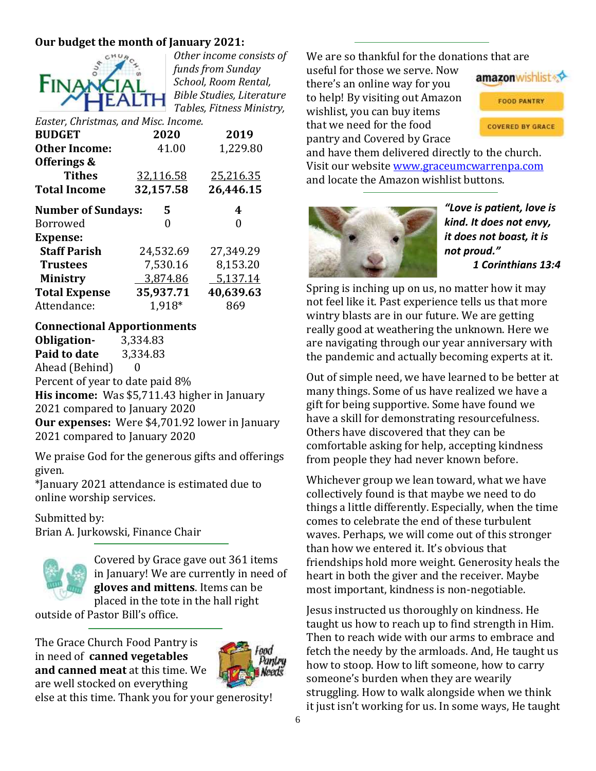**Our budget the month of January 2021:**

*Other income consists of funds from Sunday School, Room Rental, Bible Studies, Literature Tables, Fitness Ministry, Easter, Christmas, and Misc. Income.*

| BUDGET | 2020 | 2019 |
|---|---|---|
| **Other Income:** | 41.00 | 1,229.80 |
| **Offerings & Tithes** | 32,116.58 | 25,216.35 |
| **Total Income** | **32,157.58** | **26,446.15** |
| **Number of Sundays:** | **5** | **4** |
| Borrowed | 0 | 0 |
| **Expense:** | | |
| **Staff Parish** | 24,532.69 | 27,349.29 |
| **Trustees** | 7,530.16 | 8,153.20 |
| **Ministry** | 3,874.86 | 5,137.14 |
| **Total Expense** | **35,937.71** | **40,639.63** |
| Attendance: | 1,918* | 869 |

**Connectional Apportionments**

**Obligation-** 3,334.83
**Paid to date** 3,334.83
Ahead (Behind) 0
Percent of year to date paid 8%

**His income:** Was $5,711.43 higher in January 2021 compared to January 2020

**Our expenses:** Were $4,701.92 lower in January 2021 compared to January 2020

We praise God for the generous gifts and offerings given.

*January 2021 attendance is estimated due to online worship services.

Submitted by:
Brian A. Jurkowski, Finance Chair

---

Covered by Grace gave out 361 items in January! We are currently in need of **gloves and mittens**. Items can be placed in the tote in the hall right outside of Pastor Bill's office.

---

The Grace Church Food Pantry is in need of **canned vegetables and canned meat** at this time. We are well stocked on everything else at this time. Thank you for your generosity!

---

We are so thankful for the donations that are useful for those we serve. Now there's an online way for you to help! By visiting out Amazon wishlist, you can buy items that we need for the food pantry and Covered by Grace and have them delivered directly to the church. Visit our website www.graceumcwarrenpa.com and locate the Amazon wishlist buttons.

---

***"Love is patient, love is kind. It does not envy, it does not boast, it is not proud."***
***1 Corinthians 13:4***

Spring is inching up on us, no matter how it may not feel like it. Past experience tells us that more wintry blasts are in our future. We are getting really good at weathering the unknown. Here we are navigating through our year anniversary with the pandemic and actually becoming experts at it.

Out of simple need, we have learned to be better at many things. Some of us have realized we have a gift for being supportive. Some have found we have a skill for demonstrating resourcefulness. Others have discovered that they can be comfortable asking for help, accepting kindness from people they had never known before.

Whichever group we lean toward, what we have collectively found is that maybe we need to do things a little differently. Especially, when the time comes to celebrate the end of these turbulent waves. Perhaps, we will come out of this stronger than how we entered it. It's obvious that friendships hold more weight. Generosity heals the heart in both the giver and the receiver. Maybe most important, kindness is non-negotiable.

Jesus instructed us thoroughly on kindness. He taught us how to reach up to find strength in Him. Then to reach wide with our arms to embrace and fetch the needy by the armloads. And, He taught us how to stoop. How to lift someone, how to carry someone's burden when they are wearily struggling. How to walk alongside when we think it just isn't working for us. In some ways, He taught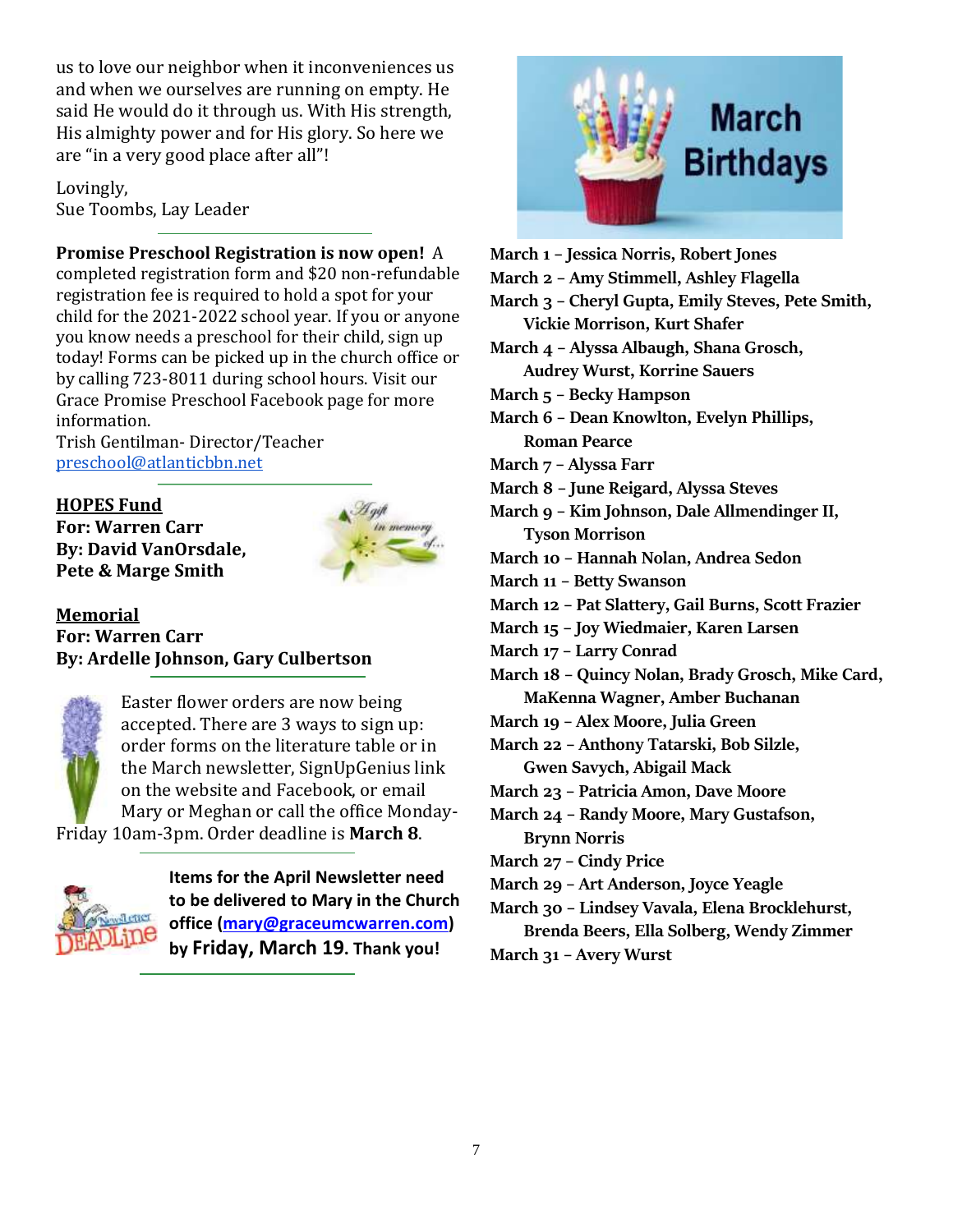us to love our neighbor when it inconveniences us and when we ourselves are running on empty. He said He would do it through us. With His strength, His almighty power and for His glory. So here we are "in a very good place after all"!

Lovingly,
Sue Toombs, Lay Leader

---

**Promise Preschool Registration is now open!** A completed registration form and $20 non-refundable registration fee is required to hold a spot for your child for the 2021-2022 school year. If you or anyone you know needs a preschool for their child, sign up today! Forms can be picked up in the church office or by calling 723-8011 during school hours. Visit our Grace Promise Preschool Facebook page for more information.
Trish Gentilman- Director/Teacher
preschool@atlanticbbn.net

---

**HOPES Fund**
**For: Warren Carr**
**By: David VanOrsdale, Pete & Marge Smith**

**Memorial**
**For: Warren Carr**
**By: Ardelle Johnson, Gary Culbertson**

---

Easter flower orders are now being accepted. There are 3 ways to sign up: order forms on the literature table or in the March newsletter, SignUpGenius link on the website and Facebook, or email Mary or Meghan or call the office Monday-Friday 10am-3pm. Order deadline is **March 8**.

---

**Items for the April Newsletter need to be delivered to Mary in the Church office (mary@graceumcwarren.com) by Friday, March 19. Thank you!**

---

## March Birthdays

**March 1 – Jessica Norris, Robert Jones**
**March 2 – Amy Stimmell, Ashley Flagella**
**March 3 – Cheryl Gupta, Emily Steves, Pete Smith, Vickie Morrison, Kurt Shafer**
**March 4 – Alyssa Albaugh, Shana Grosch, Audrey Wurst, Korrine Sauers**
**March 5 – Becky Hampson**
**March 6 – Dean Knowlton, Evelyn Phillips, Roman Pearce**
**March 7 – Alyssa Farr**
**March 8 – June Reigard, Alyssa Steves**
**March 9 – Kim Johnson, Dale Allmendinger II, Tyson Morrison**
**March 10 – Hannah Nolan, Andrea Sedon**
**March 11 – Betty Swanson**
**March 12 – Pat Slattery, Gail Burns, Scott Frazier**
**March 15 – Joy Wiedmaier, Karen Larsen**
**March 17 – Larry Conrad**
**March 18 – Quincy Nolan, Brady Grosch, Mike Card, MaKenna Wagner, Amber Buchanan**
**March 19 – Alex Moore, Julia Green**
**March 22 – Anthony Tatarski, Bob Silzle, Gwen Savych, Abigail Mack**
**March 23 – Patricia Amon, Dave Moore**
**March 24 – Randy Moore, Mary Gustafson, Brynn Norris**
**March 27 – Cindy Price**
**March 29 – Art Anderson, Joyce Yeagle**
**March 30 – Lindsey Vavala, Elena Brocklehurst, Brenda Beers, Ella Solberg, Wendy Zimmer**
**March 31 – Avery Wurst**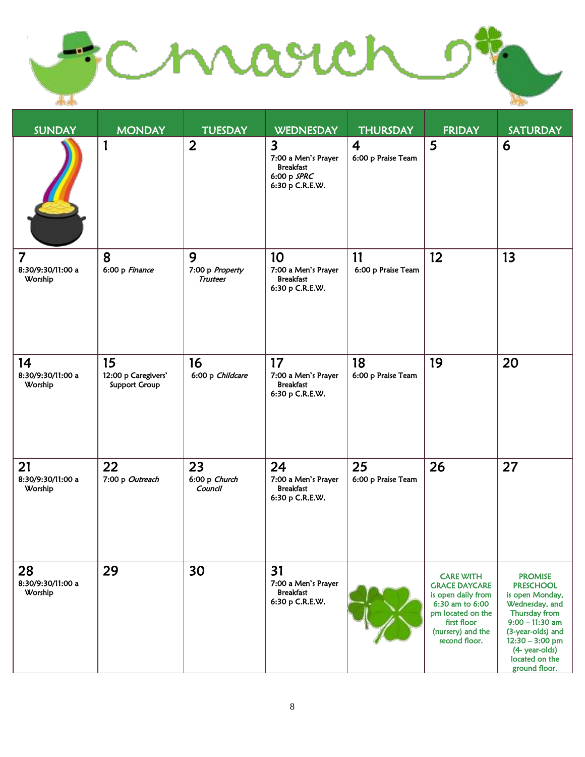# March

| SUNDAY | MONDAY | TUESDAY | WEDNESDAY | THURSDAY | FRIDAY | SATURDAY |
|---|---|---|---|---|---|---|
| | 1 | 2 | 3<br>7:00 a Men's Prayer Breakfast<br>6:00 p *SPRC*<br>6:30 p C.R.E.W. | 4<br>6:00 p Praise Team | 5 | 6 |
| 7<br>8:30/9:30/11:00 a Worship | 8<br>6:00 p *Finance* | 9<br>7:00 p *Property Trustees* | 10<br>7:00 a Men's Prayer Breakfast<br>6:30 p C.R.E.W. | 11<br>6:00 p Praise Team | 12 | 13 |
| 14<br>8:30/9:30/11:00 a Worship | 15<br>12:00 p Caregivers' Support Group | 16<br>6:00 p *Childcare* | 17<br>7:00 a Men's Prayer Breakfast<br>6:30 p C.R.E.W. | 18<br>6:00 p Praise Team | 19 | 20 |
| 21<br>8:30/9:30/11:00 a Worship | 22<br>7:00 p *Outreach* | 23<br>6:00 p *Church Council* | 24<br>7:00 a Men's Prayer Breakfast<br>6:30 p C.R.E.W. | 25<br>6:00 p Praise Team | 26 | 27 |
| 28<br>8:30/9:30/11:00 a Worship | 29 | 30 | 31<br>7:00 a Men's Prayer Breakfast<br>6:30 p C.R.E.W. | | CARE WITH GRACE DAYCARE is open daily from 6:30 am to 6:00 pm located on the first floor (nursery) and the second floor. | PROMISE PRESCHOOL is open Monday, Wednesday, and Thursday from 9:00 – 11:30 am (3-year-olds) and 12:30 – 3:00 pm (4- year-olds) located on the ground floor. |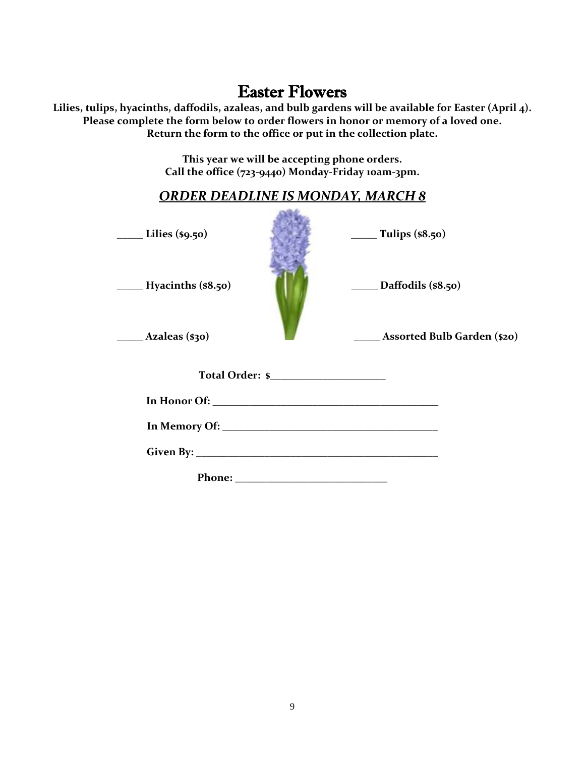# Easter Flowers

**Lilies, tulips, hyacinths, daffodils, azaleas, and bulb gardens will be available for Easter (April 4).**
**Please complete the form below to order flowers in honor or memory of a loved one.**
**Return the form to the office or put in the collection plate.**

**This year we will be accepting phone orders.**
**Call the office (723-9440) Monday-Friday 10am-3pm.**

***ORDER DEADLINE IS MONDAY, MARCH 8***

**_____ Lilies ($9.50)**

**_____ Tulips ($8.50)**

**_____ Hyacinths ($8.50)**

**_____ Daffodils ($8.50)**

**_____ Azaleas ($30)**

**_____ Assorted Bulb Garden ($20)**

**Total Order: $_____________________**

**In Honor Of: ________________________________________**

**In Memory Of: ______________________________________**

**Given By: __________________________________________**

**Phone: ___________________________**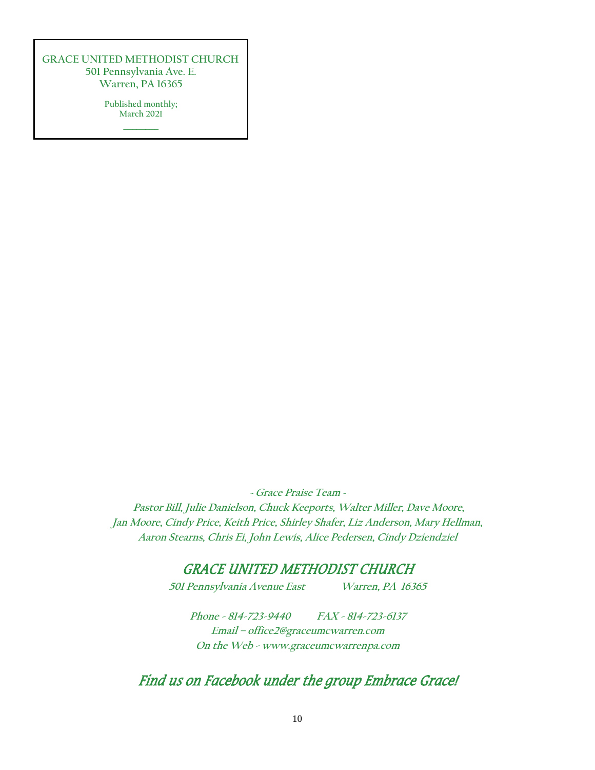**GRACE UNITED METHODIST CHURCH**
**501 Pennsylvania Ave. E.**
**Warren, PA 16365**

**Published monthly;**
**March 2021**

***- Grace Praise Team -***

***Pastor Bill, Julie Danielson, Chuck Keeports, Walter Miller, Dave Moore, Jan Moore, Cindy Price, Keith Price, Shirley Shafer, Liz Anderson, Mary Hellman, Aaron Stearns, Chris Ei, John Lewis, Alice Pedersen, Cindy Dziendziel***

## *GRACE UNITED METHODIST CHURCH*

***501 Pennsylvania Avenue East Warren, PA 16365***

***Phone - 814-723-9440 FAX - 814-723-6137***
***Email – office2@graceumcwarren.com***
***On the Web - www.graceumcwarrenpa.com***

## *Find us on Facebook under the group Embrace Grace!*